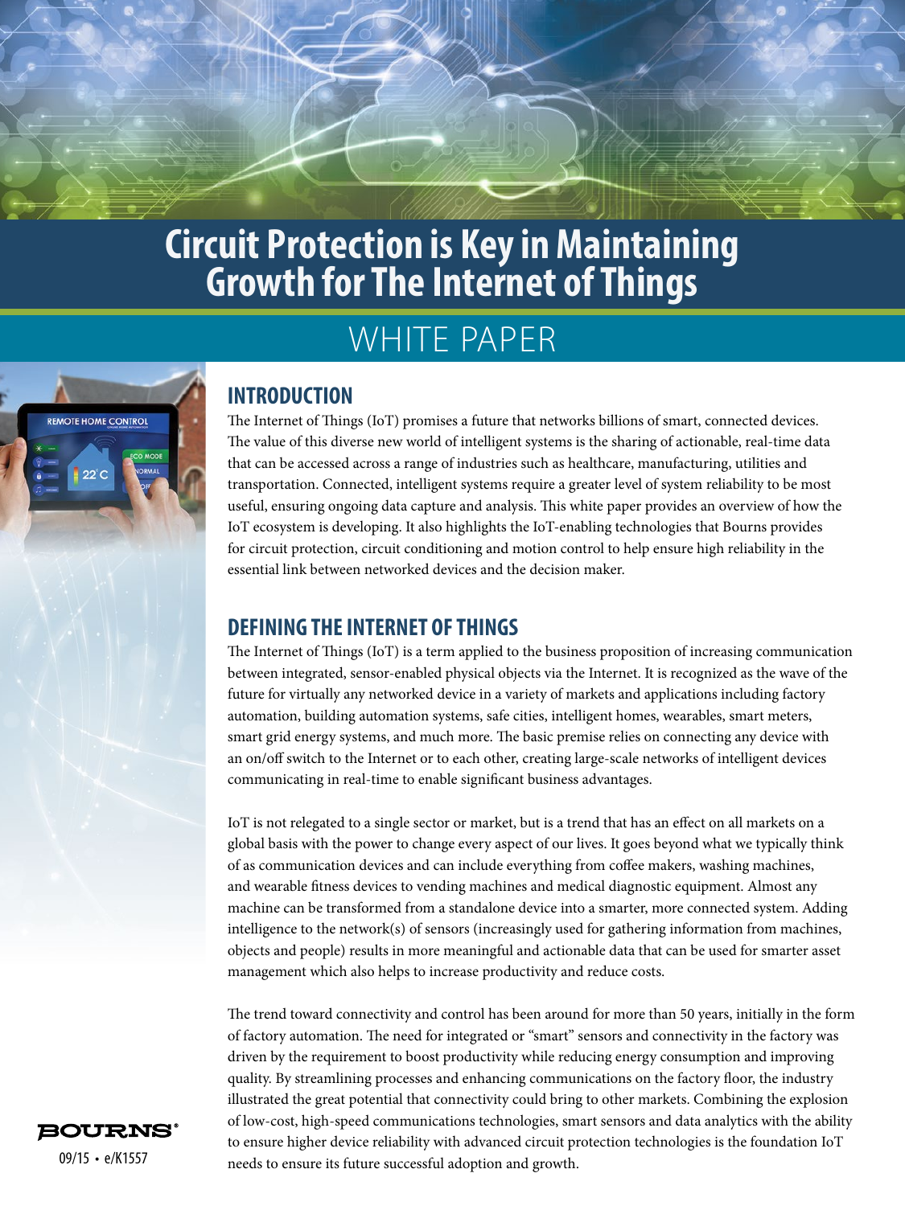# Circuit Protection is Key in Maintaining Growth for The Internet of Things

## WHITE PAPER

## INTRODUCTION

The Internet of Things (IoT) promises a future that networks billions of smart, connected devices. The value of this diverse new world of intelligent systems is the sharing of actionable, real-time data that can be accessed across a range of industries such as healthcare, manufacturing, utilities and transportation. Connected, intelligent systems require a greater level of system reliability to be most useful, ensuring ongoing data capture and analysis. This white paper provides an overview of how the IoT ecosystem is developing. It also highlights the IoT-enabling technologies that Bourns provides for circuit protection, circuit conditioning and motion control to help ensure high reliability in the essential link between networked devices and the decision maker.

## DEFINING THE INTERNET OF THINGS

The Internet of Things (IoT) is a term applied to the business proposition of increasing communication between integrated, sensor-enabled physical objects via the Internet. It is recognized as the wave of the future for virtually any networked device in a variety of markets and applications including factory automation, building automation systems, safe cities, intelligent homes, wearables, smart meters, smart grid energy systems, and much more. The basic premise relies on connecting any device with an on/off switch to the Internet or to each other, creating large-scale networks of intelligent devices communicating in real-time to enable significant business advantages.

IoT is not relegated to a single sector or market, but is a trend that has an effect on all markets on a global basis with the power to change every aspect of our lives. It goes beyond what we typically think of as communication devices and can include everything from coffee makers, washing machines, and wearable fitness devices to vending machines and medical diagnostic equipment. Almost any machine can be transformed from a standalone device into a smarter, more connected system. Adding intelligence to the network(s) of sensors (increasingly used for gathering information from machines, objects and people) results in more meaningful and actionable data that can be used for smarter asset management which also helps to increase productivity and reduce costs.

The trend toward connectivity and control has been around for more than 50 years, initially in the form of factory automation. The need for integrated or "smart" sensors and connectivity in the factory was driven by the requirement to boost productivity while reducing energy consumption and improving quality. By streamlining processes and enhancing communications on the factory floor, the industry illustrated the great potential that connectivity could bring to other markets. Combining the explosion of low-cost, high-speed communications technologies, smart sensors and data analytics with the ability to ensure higher device reliability with advanced circuit protection technologies is the foundation IoT needs to ensure its future successful adoption and growth.

BOURNS®

09/15 • e/K1557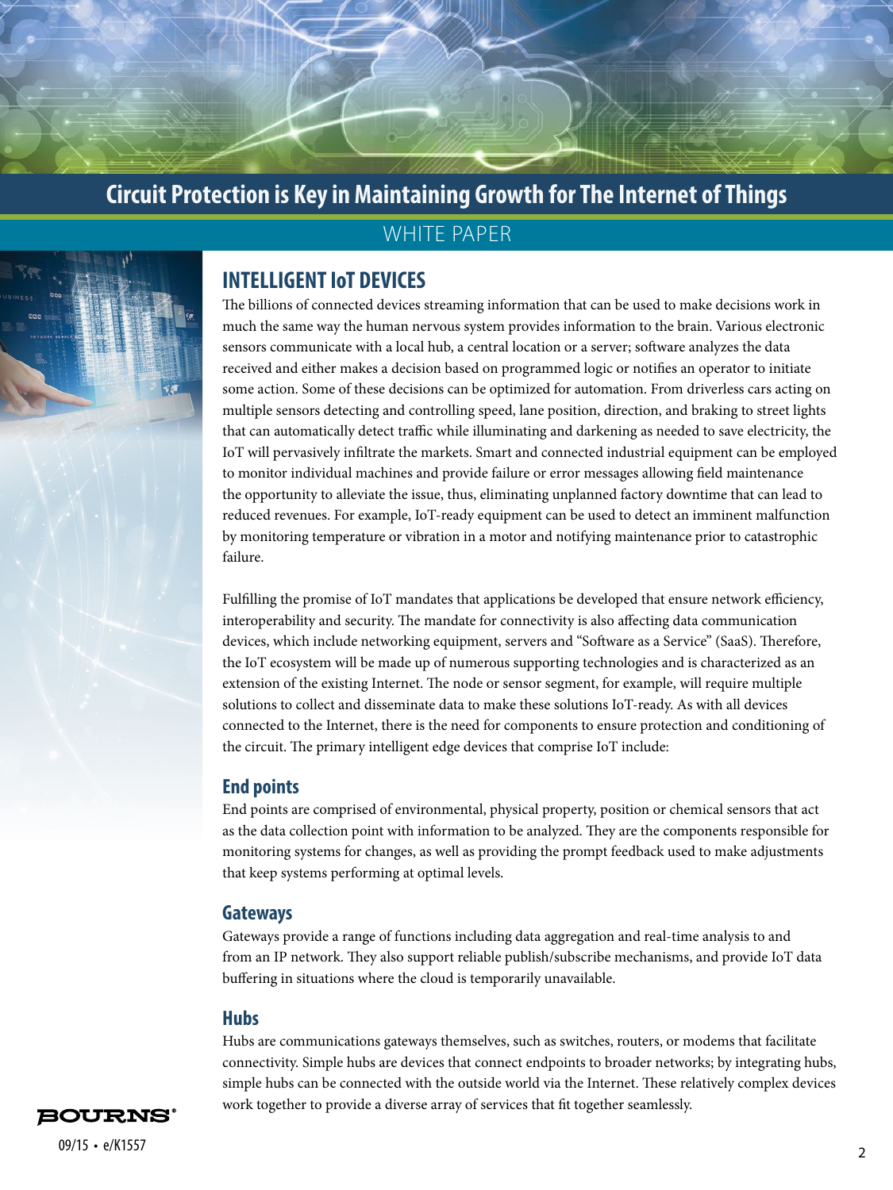## INTELLIGENT IoT DEVICES

The billions of connected devices streaming information that can be used to make decisions work in much the same way the human nervous system provides information to the brain. Various electronic sensors communicate with a local hub, a central location or a server; software analyzes the data received and either makes a decision based on programmed logic or notifies an operator to initiate some action. Some of these decisions can be optimized for automation. From driverless cars acting on multiple sensors detecting and controlling speed, lane position, direction, and braking to street lights that can automatically detect traffic while illuminating and darkening as needed to save electricity, the IoT will pervasively infiltrate the markets. Smart and connected industrial equipment can be employed to monitor individual machines and provide failure or error messages allowing field maintenance the opportunity to alleviate the issue, thus, eliminating unplanned factory downtime that can lead to reduced revenues. For example, IoT-ready equipment can be used to detect an imminent malfunction by monitoring temperature or vibration in a motor and notifying maintenance prior to catastrophic failure.

Fulfilling the promise of IoT mandates that applications be developed that ensure network efficiency, interoperability and security. The mandate for connectivity is also affecting data communication devices, which include networking equipment, servers and "Software as a Service" (SaaS). Therefore, the IoT ecosystem will be made up of numerous supporting technologies and is characterized as an extension of the existing Internet. The node or sensor segment, for example, will require multiple solutions to collect and disseminate data to make these solutions IoT-ready. As with all devices connected to the Internet, there is the need for components to ensure protection and conditioning of the circuit. The primary intelligent edge devices that comprise IoT include:

### End points

End points are comprised of environmental, physical property, position or chemical sensors that act as the data collection point with information to be analyzed. They are the components responsible for monitoring systems for changes, as well as providing the prompt feedback used to make adjustments that keep systems performing at optimal levels.

### Gateways

Gateways provide a range of functions including data aggregation and real-time analysis to and from an IP network. They also support reliable publish/subscribe mechanisms, and provide IoT data buffering in situations where the cloud is temporarily unavailable.

### Hubs

Hubs are communications gateways themselves, such as switches, routers, or modems that facilitate connectivity. Simple hubs are devices that connect endpoints to broader networks; by integrating hubs, simple hubs can be connected with the outside world via the Internet. These relatively complex devices work together to provide a diverse array of services that fit together seamlessly.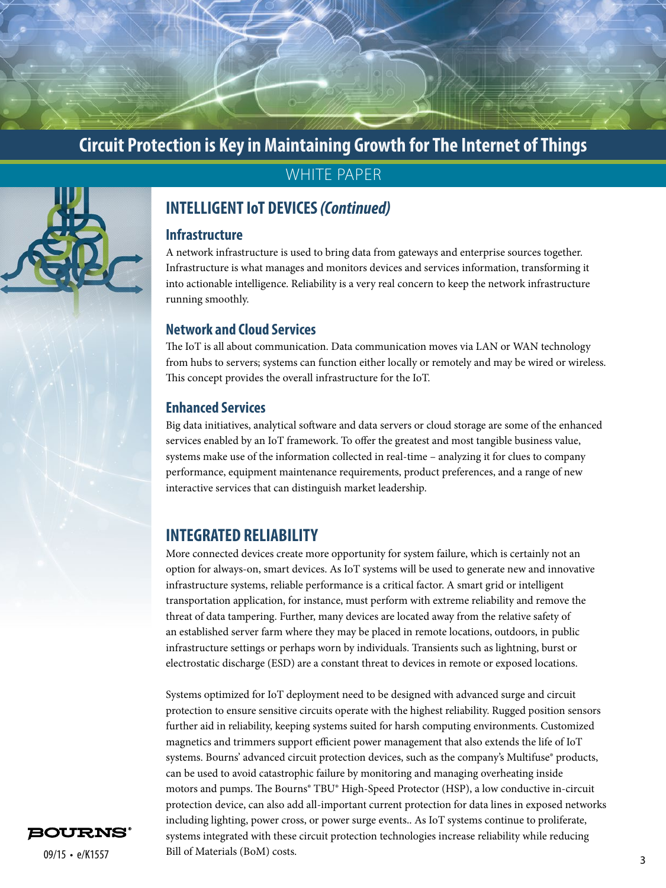## INTELLIGENT IoT DEVICES *(Continued)*

### Infrastructure

A network infrastructure is used to bring data from gateways and enterprise sources together. Infrastructure is what manages and monitors devices and services information, transforming it into actionable intelligence. Reliability is a very real concern to keep the network infrastructure running smoothly.

### Network and Cloud Services

The IoT is all about communication. Data communication moves via LAN or WAN technology from hubs to servers; systems can function either locally or remotely and may be wired or wireless. This concept provides the overall infrastructure for the IoT.

### Enhanced Services

Big data initiatives, analytical software and data servers or cloud storage are some of the enhanced services enabled by an IoT framework. To offer the greatest and most tangible business value, systems make use of the information collected in real-time – analyzing it for clues to company performance, equipment maintenance requirements, product preferences, and a range of new interactive services that can distinguish market leadership.

## INTEGRATED RELIABILITY

More connected devices create more opportunity for system failure, which is certainly not an option for always-on, smart devices. As IoT systems will be used to generate new and innovative infrastructure systems, reliable performance is a critical factor. A smart grid or intelligent transportation application, for instance, must perform with extreme reliability and remove the threat of data tampering. Further, many devices are located away from the relative safety of an established server farm where they may be placed in remote locations, outdoors, in public infrastructure settings or perhaps worn by individuals. Transients such as lightning, burst or electrostatic discharge (ESD) are a constant threat to devices in remote or exposed locations.

Systems optimized for IoT deployment need to be designed with advanced surge and circuit protection to ensure sensitive circuits operate with the highest reliability. Rugged position sensors further aid in reliability, keeping systems suited for harsh computing environments. Customized magnetics and trimmers support efficient power management that also extends the life of IoT systems. Bourns' advanced circuit protection devices, such as the company's Multifuse® products, can be used to avoid catastrophic failure by monitoring and managing overheating inside motors and pumps. The Bourns® TBU® High-Speed Protector (HSP), a low conductive in-circuit protection device, can also add all-important current protection for data lines in exposed networks including lighting, power cross, or power surge events.. As IoT systems continue to proliferate, systems integrated with these circuit protection technologies increase reliability while reducing Bill of Materials (BoM) costs.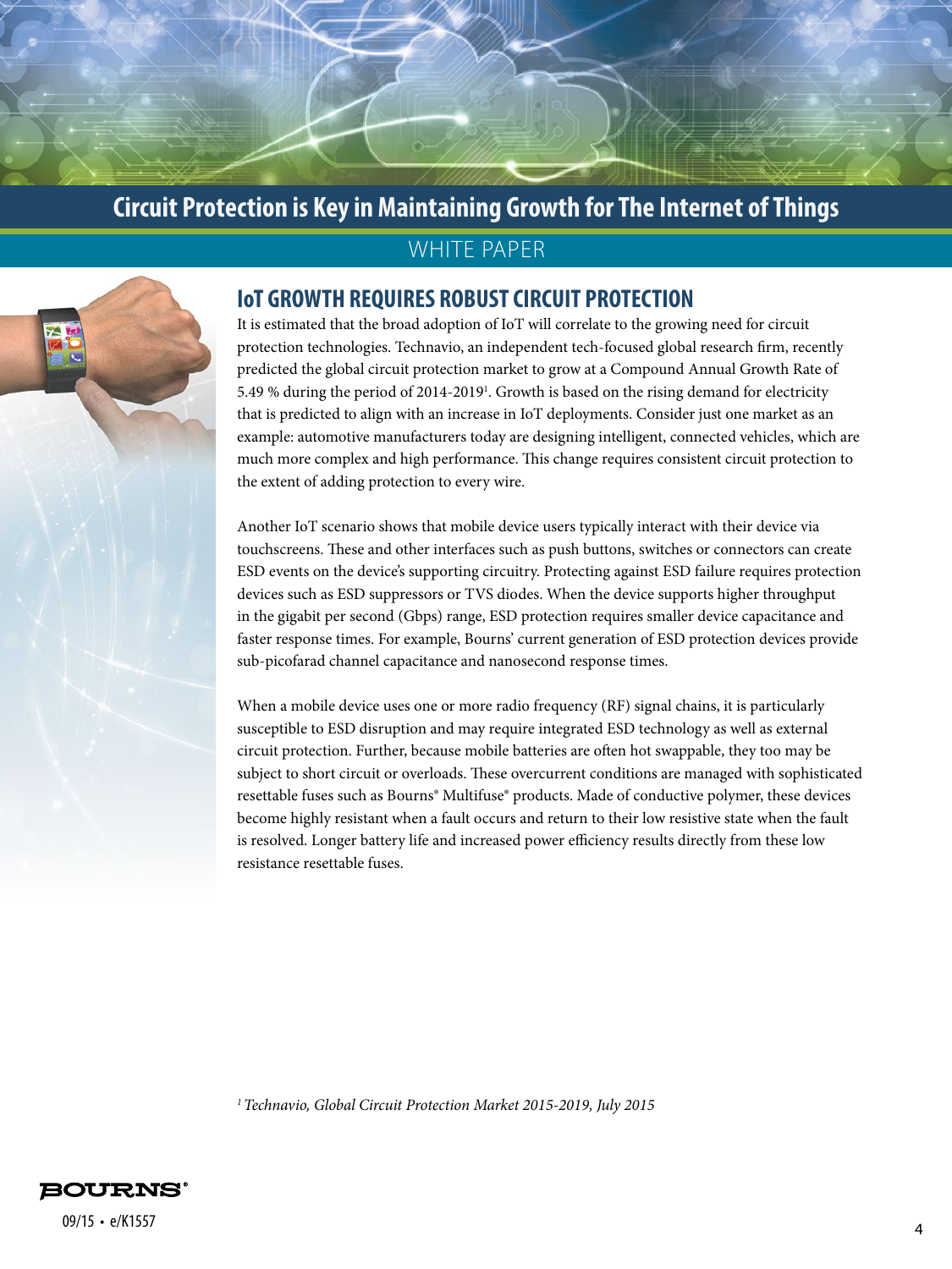# Circuit Protection is Key in Maintaining Growth for The Internet of Things

WHITE PAPER

## IoT GROWTH REQUIRES ROBUST CIRCUIT PROTECTION

It is estimated that the broad adoption of IoT will correlate to the growing need for circuit protection technologies. Technavio, an independent tech-focused global research firm, recently predicted the global circuit protection market to grow at a Compound Annual Growth Rate of 5.49 % during the period of 2014-2019[1]. Growth is based on the rising demand for electricity that is predicted to align with an increase in IoT deployments. Consider just one market as an example: automotive manufacturers today are designing intelligent, connected vehicles, which are much more complex and high performance. This change requires consistent circuit protection to the extent of adding protection to every wire.

Another IoT scenario shows that mobile device users typically interact with their device via touchscreens. These and other interfaces such as push buttons, switches or connectors can create ESD events on the device's supporting circuitry. Protecting against ESD failure requires protection devices such as ESD suppressors or TVS diodes. When the device supports higher throughput in the gigabit per second (Gbps) range, ESD protection requires smaller device capacitance and faster response times. For example, Bourns' current generation of ESD protection devices provide sub-picofarad channel capacitance and nanosecond response times.

When a mobile device uses one or more radio frequency (RF) signal chains, it is particularly susceptible to ESD disruption and may require integrated ESD technology as well as external circuit protection. Further, because mobile batteries are often hot swappable, they too may be subject to short circuit or overloads. These overcurrent conditions are managed with sophisticated resettable fuses such as Bourns® Multifuse® products. Made of conductive polymer, these devices become highly resistant when a fault occurs and return to their low resistive state when the fault is resolved. Longer battery life and increased power efficiency results directly from these low resistance resettable fuses.

[1] *Technavio, Global Circuit Protection Market 2015-2019, July 2015*

BOURNS®

09/15 • e/K1557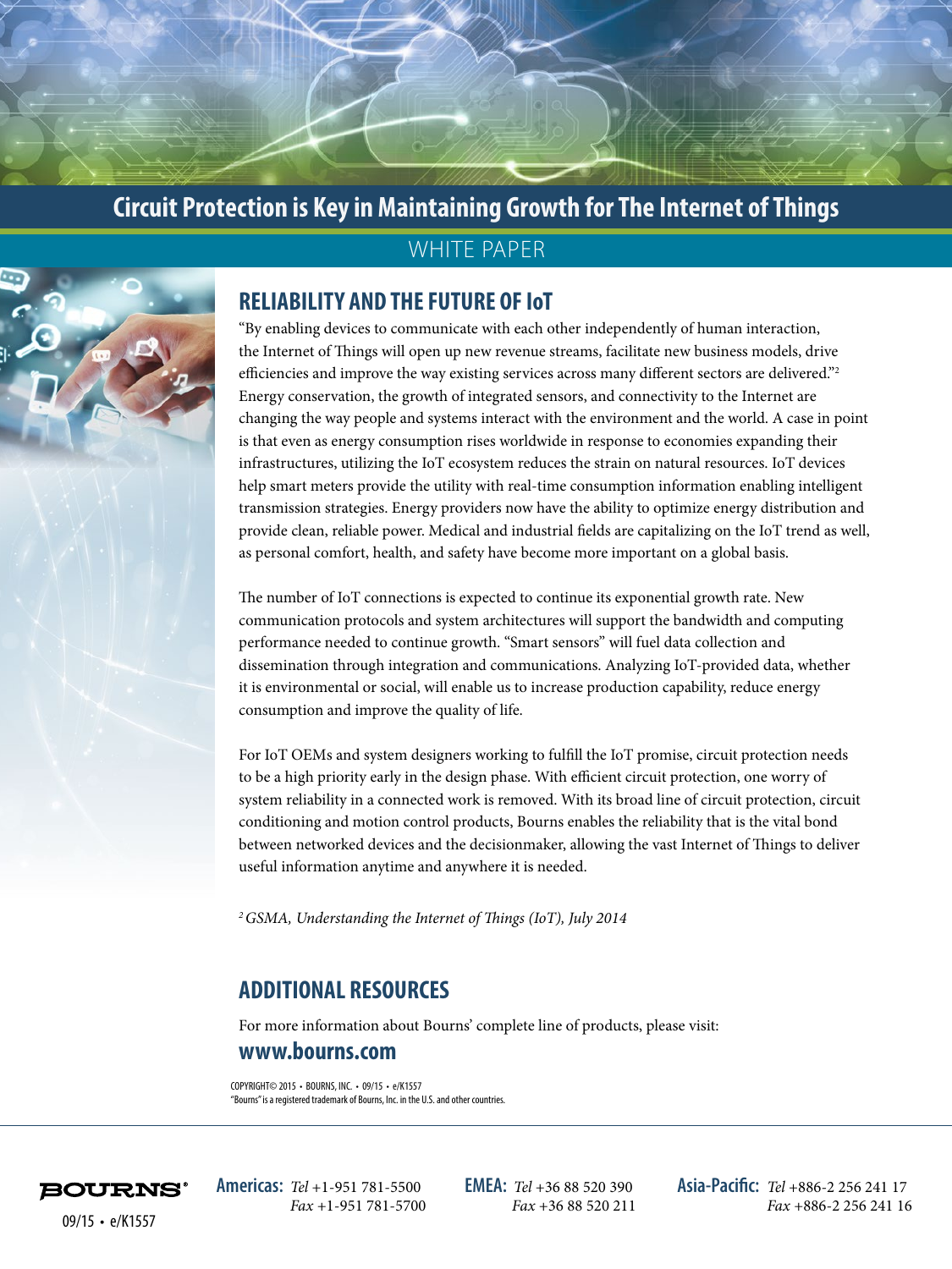# Circuit Protection is Key in Maintaining Growth for The Internet of Things

WHITE PAPER

## RELIABILITY AND THE FUTURE OF IoT

"By enabling devices to communicate with each other independently of human interaction, the Internet of Things will open up new revenue streams, facilitate new business models, drive efficiencies and improve the way existing services across many different sectors are delivered."[2] Energy conservation, the growth of integrated sensors, and connectivity to the Internet are changing the way people and systems interact with the environment and the world. A case in point is that even as energy consumption rises worldwide in response to economies expanding their infrastructures, utilizing the IoT ecosystem reduces the strain on natural resources. IoT devices help smart meters provide the utility with real-time consumption information enabling intelligent transmission strategies. Energy providers now have the ability to optimize energy distribution and provide clean, reliable power. Medical and industrial fields are capitalizing on the IoT trend as well, as personal comfort, health, and safety have become more important on a global basis.

The number of IoT connections is expected to continue its exponential growth rate. New communication protocols and system architectures will support the bandwidth and computing performance needed to continue growth. "Smart sensors" will fuel data collection and dissemination through integration and communications. Analyzing IoT-provided data, whether it is environmental or social, will enable us to increase production capability, reduce energy consumption and improve the quality of life.

For IoT OEMs and system designers working to fulfill the IoT promise, circuit protection needs to be a high priority early in the design phase. With efficient circuit protection, one worry of system reliability in a connected work is removed. With its broad line of circuit protection, circuit conditioning and motion control products, Bourns enables the reliability that is the vital bond between networked devices and the decisionmaker, allowing the vast Internet of Things to deliver useful information anytime and anywhere it is needed.

*[2] GSMA, Understanding the Internet of Things (IoT), July 2014*

## ADDITIONAL RESOURCES

For more information about Bourns' complete line of products, please visit:

**www.bourns.com**

COPYRIGHT© 2015 • BOURNS, INC. • 09/15 • e/K1557
"Bourns" is a registered trademark of Bourns, Inc. in the U.S. and other countries.

BOURNS®

09/15 • e/K1557

**Americas:** *Tel* +1-951 781-5500 *Fax* +1-951 781-5700

**EMEA:** *Tel* +36 88 520 390 *Fax* +36 88 520 211

**Asia-Pacific:** *Tel* +886-2 256 241 17 *Fax* +886-2 256 241 16